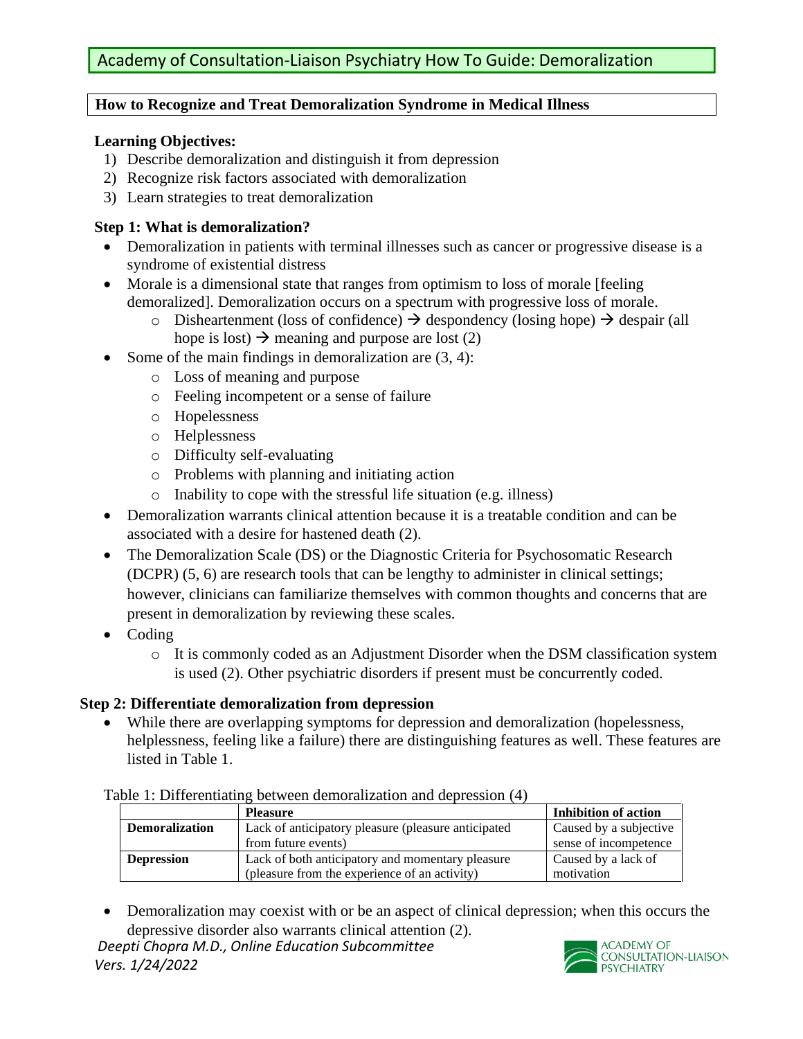# Academy of Consultation-Liaison Psychiatry How To Guide: Demoralization

## How to Recognize and Treat Demoralization Syndrome in Medical Illness

**Learning Objectives:**

1) Describe demoralization and distinguish it from depression
2) Recognize risk factors associated with demoralization
3) Learn strategies to treat demoralization

### Step 1: What is demoralization?

- Demoralization in patients with terminal illnesses such as cancer or progressive disease is a syndrome of existential distress
- Morale is a dimensional state that ranges from optimism to loss of morale [feeling demoralized]. Demoralization occurs on a spectrum with progressive loss of morale.
    - Disheartenment (loss of confidence) → despondency (losing hope) → despair (all hope is lost) → meaning and purpose are lost (2)
- Some of the main findings in demoralization are (3, 4):
    - Loss of meaning and purpose
    - Feeling incompetent or a sense of failure
    - Hopelessness
    - Helplessness
    - Difficulty self-evaluating
    - Problems with planning and initiating action
    - Inability to cope with the stressful life situation (e.g. illness)
- Demoralization warrants clinical attention because it is a treatable condition and can be associated with a desire for hastened death (2).
- The Demoralization Scale (DS) or the Diagnostic Criteria for Psychosomatic Research (DCPR) (5, 6) are research tools that can be lengthy to administer in clinical settings; however, clinicians can familiarize themselves with common thoughts and concerns that are present in demoralization by reviewing these scales.
- Coding
    - It is commonly coded as an Adjustment Disorder when the DSM classification system is used (2). Other psychiatric disorders if present must be concurrently coded.

### Step 2: Differentiate demoralization from depression

- While there are overlapping symptoms for depression and demoralization (hopelessness, helplessness, feeling like a failure) there are distinguishing features as well. These features are listed in Table 1.

Table 1: Differentiating between demoralization and depression (4)

| | Pleasure | Inhibition of action |
|---|---|---|
| **Demoralization** | Lack of anticipatory pleasure (pleasure anticipated from future events) | Caused by a subjective sense of incompetence |
| **Depression** | Lack of both anticipatory and momentary pleasure (pleasure from the experience of an activity) | Caused by a lack of motivation |

- Demoralization may coexist with or be an aspect of clinical depression; when this occurs the depressive disorder also warrants clinical attention (2).

*Deepti Chopra M.D., Online Education Subcommittee*
*Vers. 1/24/2022*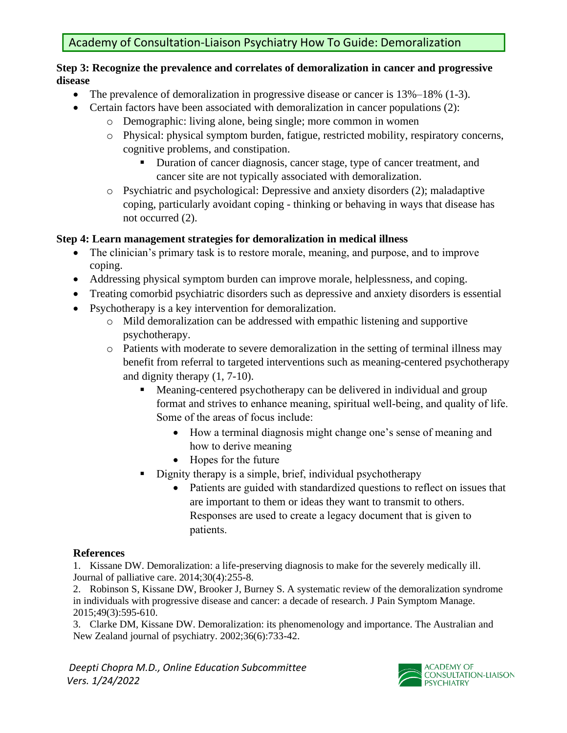**Step 3: Recognize the prevalence and correlates of demoralization in cancer and progressive disease**

- The prevalence of demoralization in progressive disease or cancer is 13%–18% (1-3).
- Certain factors have been associated with demoralization in cancer populations (2):
  - Demographic: living alone, being single; more common in women
  - Physical: physical symptom burden, fatigue, restricted mobility, respiratory concerns, cognitive problems, and constipation.
    - Duration of cancer diagnosis, cancer stage, type of cancer treatment, and cancer site are not typically associated with demoralization.
  - Psychiatric and psychological: Depressive and anxiety disorders (2); maladaptive coping, particularly avoidant coping - thinking or behaving in ways that disease has not occurred (2).

**Step 4: Learn management strategies for demoralization in medical illness**

- The clinician's primary task is to restore morale, meaning, and purpose, and to improve coping.
- Addressing physical symptom burden can improve morale, helplessness, and coping.
- Treating comorbid psychiatric disorders such as depressive and anxiety disorders is essential
- Psychotherapy is a key intervention for demoralization.
  - Mild demoralization can be addressed with empathic listening and supportive psychotherapy.
  - Patients with moderate to severe demoralization in the setting of terminal illness may benefit from referral to targeted interventions such as meaning-centered psychotherapy and dignity therapy (1, 7-10).
    - Meaning-centered psychotherapy can be delivered in individual and group format and strives to enhance meaning, spiritual well-being, and quality of life. Some of the areas of focus include:
      - How a terminal diagnosis might change one's sense of meaning and how to derive meaning
      - Hopes for the future
    - Dignity therapy is a simple, brief, individual psychotherapy
      - Patients are guided with standardized questions to reflect on issues that are important to them or ideas they want to transmit to others. Responses are used to create a legacy document that is given to patients.

**References**

1. Kissane DW. Demoralization: a life-preserving diagnosis to make for the severely medically ill. Journal of palliative care. 2014;30(4):255-8.
2. Robinson S, Kissane DW, Brooker J, Burney S. A systematic review of the demoralization syndrome in individuals with progressive disease and cancer: a decade of research. J Pain Symptom Manage. 2015;49(3):595-610.
3. Clarke DM, Kissane DW. Demoralization: its phenomenology and importance. The Australian and New Zealand journal of psychiatry. 2002;36(6):733-42.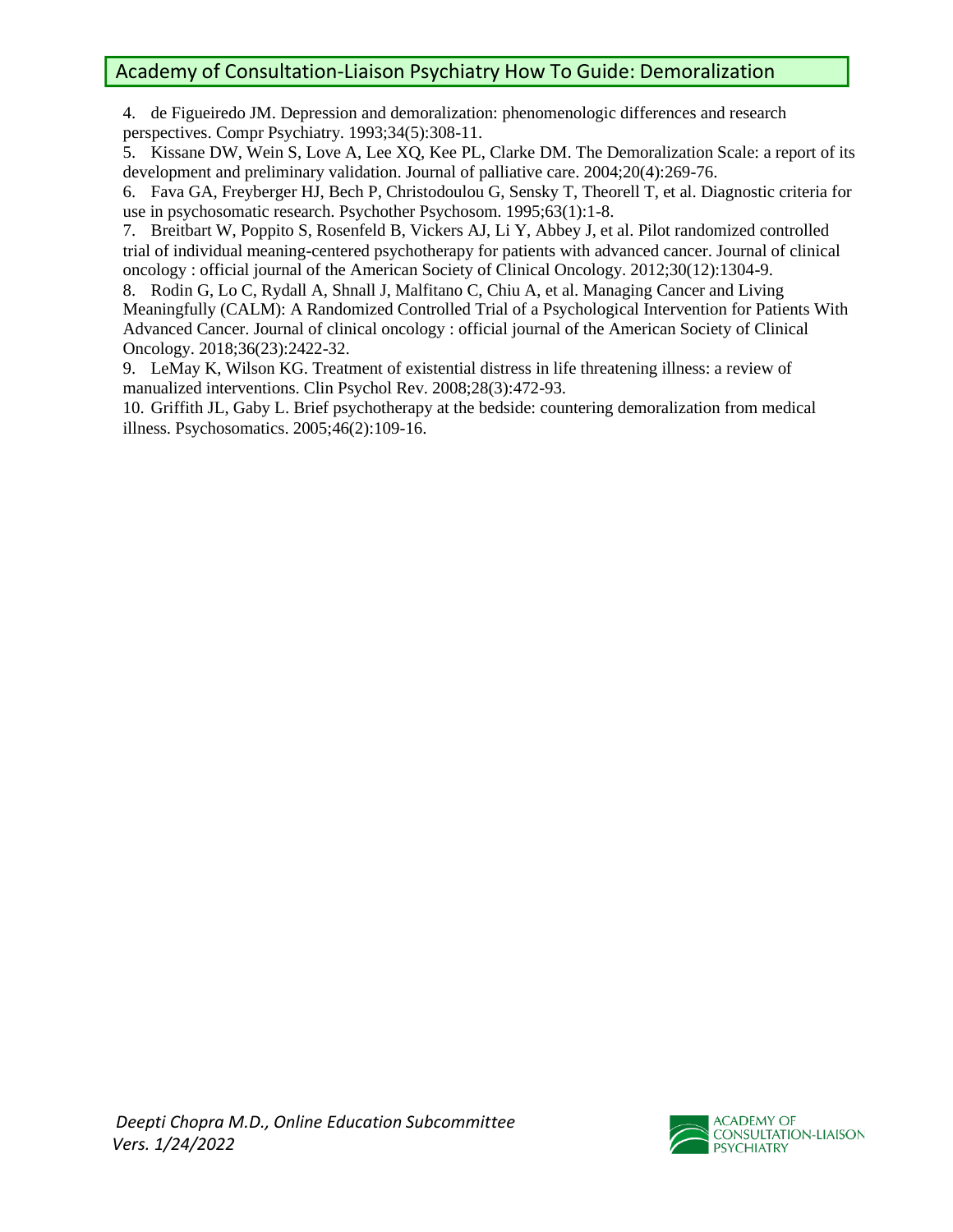4. de Figueiredo JM. Depression and demoralization: phenomenologic differences and research perspectives. Compr Psychiatry. 1993;34(5):308-11.
5. Kissane DW, Wein S, Love A, Lee XQ, Kee PL, Clarke DM. The Demoralization Scale: a report of its development and preliminary validation. Journal of palliative care. 2004;20(4):269-76.
6. Fava GA, Freyberger HJ, Bech P, Christodoulou G, Sensky T, Theorell T, et al. Diagnostic criteria for use in psychosomatic research. Psychother Psychosom. 1995;63(1):1-8.
7. Breitbart W, Poppito S, Rosenfeld B, Vickers AJ, Li Y, Abbey J, et al. Pilot randomized controlled trial of individual meaning-centered psychotherapy for patients with advanced cancer. Journal of clinical oncology : official journal of the American Society of Clinical Oncology. 2012;30(12):1304-9.
8. Rodin G, Lo C, Rydall A, Shnall J, Malfitano C, Chiu A, et al. Managing Cancer and Living Meaningfully (CALM): A Randomized Controlled Trial of a Psychological Intervention for Patients With Advanced Cancer. Journal of clinical oncology : official journal of the American Society of Clinical Oncology. 2018;36(23):2422-32.
9. LeMay K, Wilson KG. Treatment of existential distress in life threatening illness: a review of manualized interventions. Clin Psychol Rev. 2008;28(3):472-93.
10. Griffith JL, Gaby L. Brief psychotherapy at the bedside: countering demoralization from medical illness. Psychosomatics. 2005;46(2):109-16.